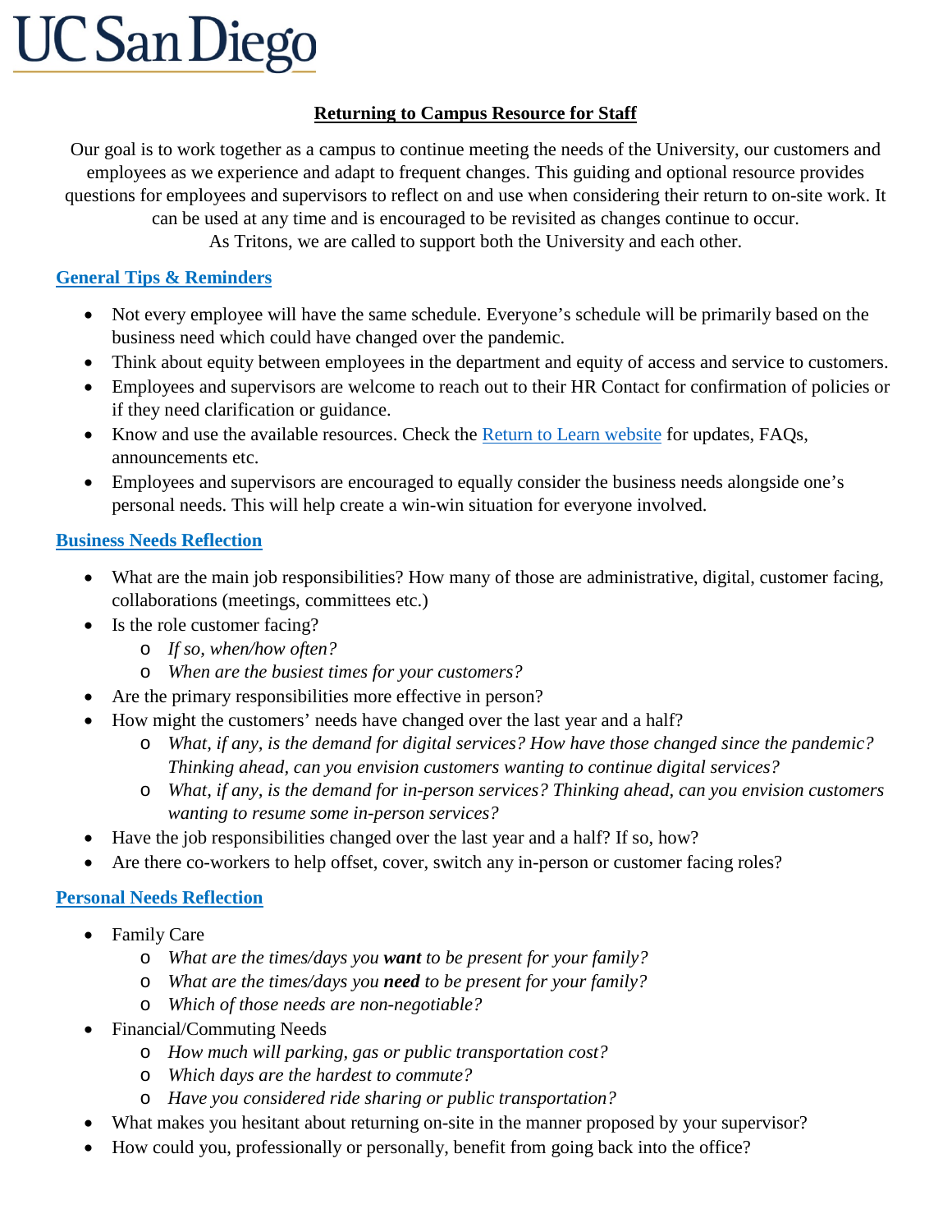UC San Diego

## Returning to Campus Resource for Staff

Our goal is to work together as a campus to continue meeting the needs of the University, our customers and employees as we experience and adapt to frequent changes. This guiding and optional resource provides questions for employees and supervisors to reflect on and use when considering their return to on-site work. It can be used at any time and is encouraged to be revisited as changes continue to occur.
As Tritons, we are called to support both the University and each other.

### General Tips & Reminders

- Not every employee will have the same schedule. Everyone's schedule will be primarily based on the business need which could have changed over the pandemic.
- Think about equity between employees in the department and equity of access and service to customers.
- Employees and supervisors are welcome to reach out to their HR Contact for confirmation of policies or if they need clarification or guidance.
- Know and use the available resources. Check the Return to Learn website for updates, FAQs, announcements etc.
- Employees and supervisors are encouraged to equally consider the business needs alongside one's personal needs. This will help create a win-win situation for everyone involved.

### Business Needs Reflection

- What are the main job responsibilities? How many of those are administrative, digital, customer facing, collaborations (meetings, committees etc.)
- Is the role customer facing?
  - *If so, when/how often?*
  - *When are the busiest times for your customers?*
- Are the primary responsibilities more effective in person?
- How might the customers' needs have changed over the last year and a half?
  - *What, if any, is the demand for digital services? How have those changed since the pandemic? Thinking ahead, can you envision customers wanting to continue digital services?*
  - *What, if any, is the demand for in-person services? Thinking ahead, can you envision customers wanting to resume some in-person services?*
- Have the job responsibilities changed over the last year and a half? If so, how?
- Are there co-workers to help offset, cover, switch any in-person or customer facing roles?

### Personal Needs Reflection

- Family Care
  - *What are the times/days you **want** to be present for your family?*
  - *What are the times/days you **need** to be present for your family?*
  - *Which of those needs are non-negotiable?*
- Financial/Commuting Needs
  - *How much will parking, gas or public transportation cost?*
  - *Which days are the hardest to commute?*
  - *Have you considered ride sharing or public transportation?*
- What makes you hesitant about returning on-site in the manner proposed by your supervisor?
- How could you, professionally or personally, benefit from going back into the office?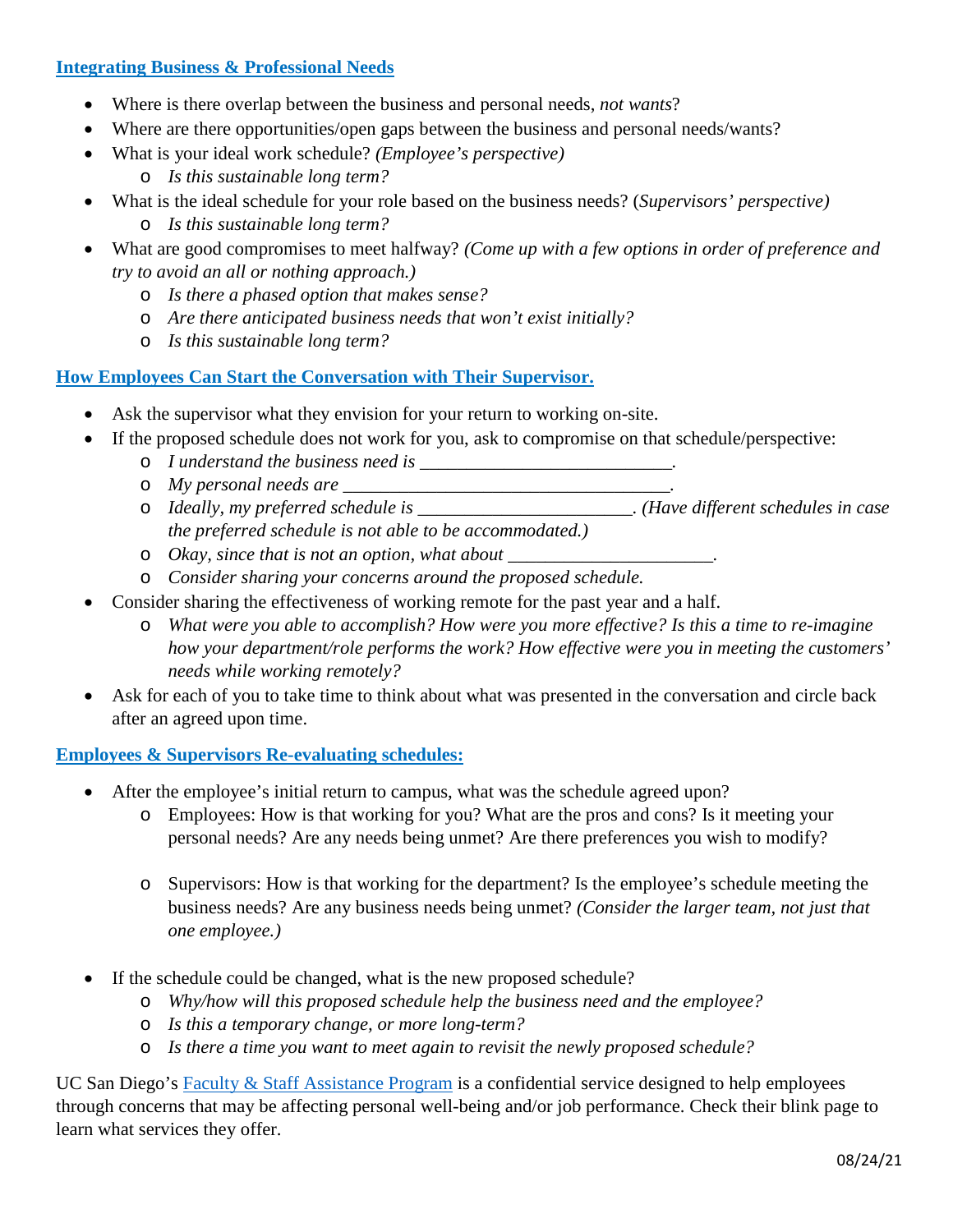## Integrating Business & Professional Needs

- Where is there overlap between the business and personal needs, *not wants*?
- Where are there opportunities/open gaps between the business and personal needs/wants?
- What is your ideal work schedule? *(Employee's perspective)*
  - *Is this sustainable long term?*
- What is the ideal schedule for your role based on the business needs? (*Supervisors' perspective)*
  - *Is this sustainable long term?*
- What are good compromises to meet halfway? *(Come up with a few options in order of preference and try to avoid an all or nothing approach.)*
  - *Is there a phased option that makes sense?*
  - *Are there anticipated business needs that won't exist initially?*
  - *Is this sustainable long term?*

## How Employees Can Start the Conversation with Their Supervisor.

- Ask the supervisor what they envision for your return to working on-site.
- If the proposed schedule does not work for you, ask to compromise on that schedule/perspective:
  - *I understand the business need is ___________________________.*
  - *My personal needs are ___________________________________.*
  - *Ideally, my preferred schedule is _______________________. (Have different schedules in case the preferred schedule is not able to be accommodated.)*
  - *Okay, since that is not an option, what about _____________________.*
  - *Consider sharing your concerns around the proposed schedule.*
- Consider sharing the effectiveness of working remote for the past year and a half.
  - *What were you able to accomplish? How were you more effective? Is this a time to re-imagine how your department/role performs the work? How effective were you in meeting the customers' needs while working remotely?*
- Ask for each of you to take time to think about what was presented in the conversation and circle back after an agreed upon time.

## Employees & Supervisors Re-evaluating schedules:

- After the employee's initial return to campus, what was the schedule agreed upon?
  - Employees: How is that working for you? What are the pros and cons? Is it meeting your personal needs? Are any needs being unmet? Are there preferences you wish to modify?
  - Supervisors: How is that working for the department? Is the employee's schedule meeting the business needs? Are any business needs being unmet? *(Consider the larger team, not just that one employee.)*
- If the schedule could be changed, what is the new proposed schedule?
  - *Why/how will this proposed schedule help the business need and the employee?*
  - *Is this a temporary change, or more long-term?*
  - *Is there a time you want to meet again to revisit the newly proposed schedule?*

UC San Diego's Faculty & Staff Assistance Program is a confidential service designed to help employees through concerns that may be affecting personal well-being and/or job performance. Check their blink page to learn what services they offer.

08/24/21